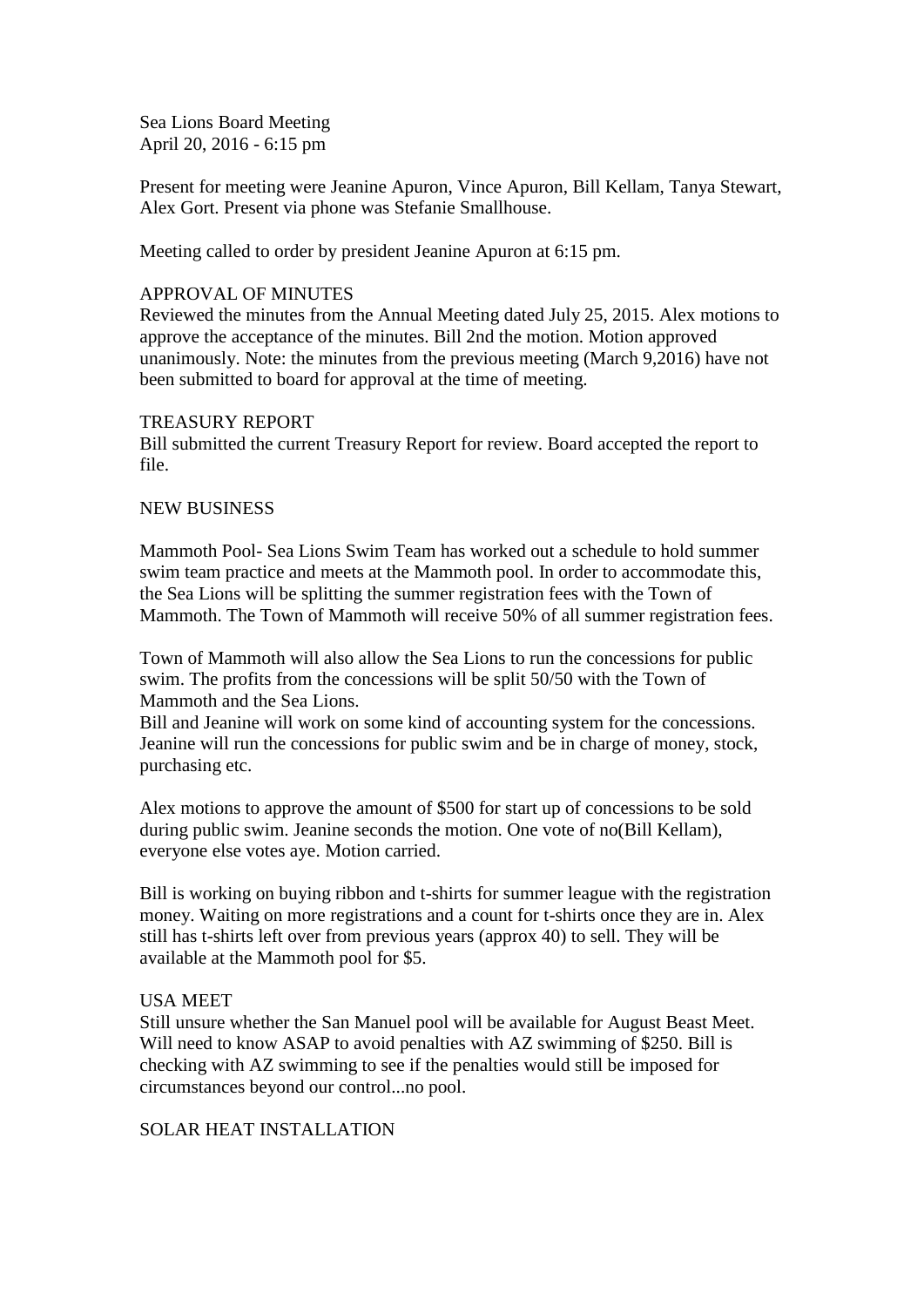Sea Lions Board Meeting
April 20, 2016 - 6:15 pm

Present for meeting were Jeanine Apuron, Vince Apuron, Bill Kellam, Tanya Stewart, Alex Gort. Present via phone was Stefanie Smallhouse.

Meeting called to order by president Jeanine Apuron at 6:15 pm.

## APPROVAL OF MINUTES

Reviewed the minutes from the Annual Meeting dated July 25, 2015. Alex motions to approve the acceptance of the minutes. Bill 2nd the motion. Motion approved unanimously. Note: the minutes from the previous meeting (March 9,2016) have not been submitted to board for approval at the time of meeting.

## TREASURY REPORT

Bill submitted the current Treasury Report for review. Board accepted the report to file.

## NEW BUSINESS

Mammoth Pool- Sea Lions Swim Team has worked out a schedule to hold summer swim team practice and meets at the Mammoth pool. In order to accommodate this, the Sea Lions will be splitting the summer registration fees with the Town of Mammoth. The Town of Mammoth will receive 50% of all summer registration fees.

Town of Mammoth will also allow the Sea Lions to run the concessions for public swim. The profits from the concessions will be split 50/50 with the Town of Mammoth and the Sea Lions.
Bill and Jeanine will work on some kind of accounting system for the concessions. Jeanine will run the concessions for public swim and be in charge of money, stock, purchasing etc.

Alex motions to approve the amount of $500 for start up of concessions to be sold during public swim. Jeanine seconds the motion. One vote of no(Bill Kellam), everyone else votes aye. Motion carried.

Bill is working on buying ribbon and t-shirts for summer league with the registration money. Waiting on more registrations and a count for t-shirts once they are in. Alex still has t-shirts left over from previous years (approx 40) to sell. They will be available at the Mammoth pool for $5.

## USA MEET

Still unsure whether the San Manuel pool will be available for August Beast Meet. Will need to know ASAP to avoid penalties with AZ swimming of $250. Bill is checking with AZ swimming to see if the penalties would still be imposed for circumstances beyond our control...no pool.

## SOLAR HEAT INSTALLATION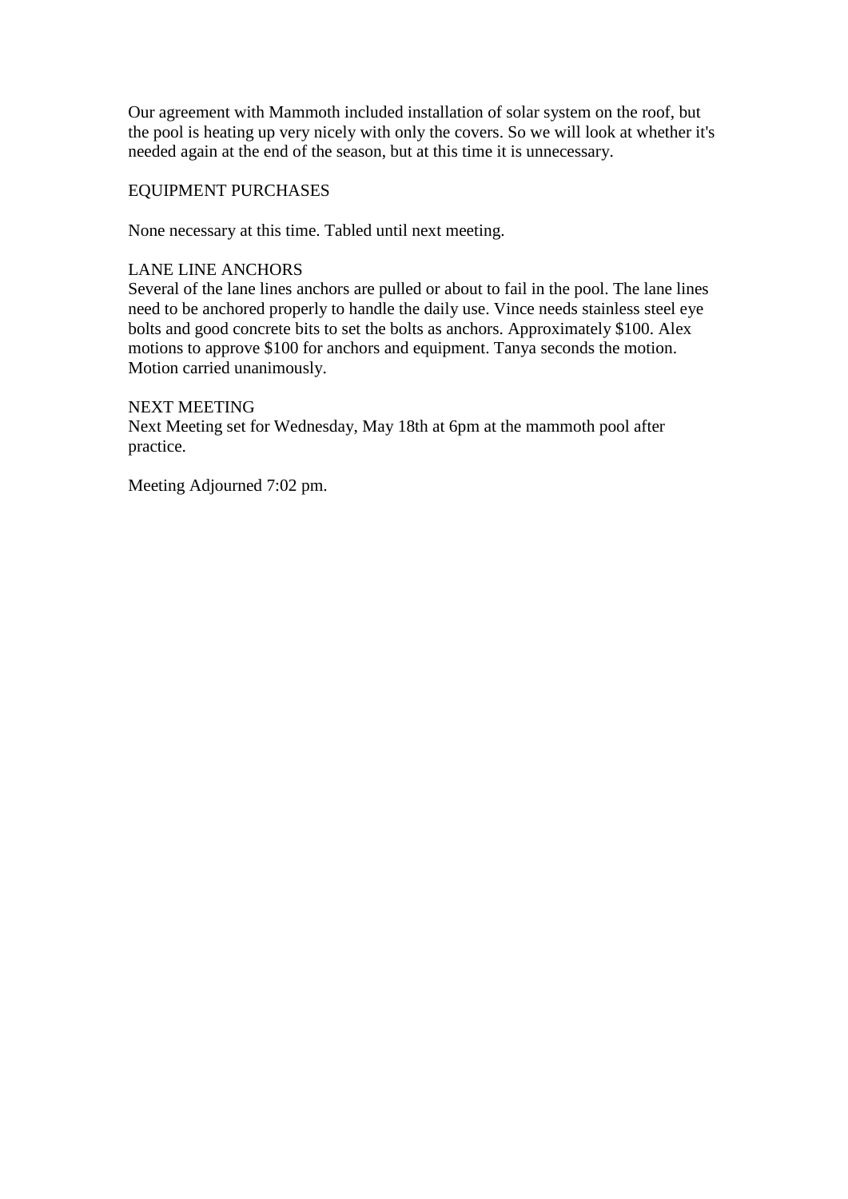Our agreement with Mammoth included installation of solar system on the roof, but the pool is heating up very nicely with only the covers. So we will look at whether it's needed again at the end of the season, but at this time it is unnecessary.

EQUIPMENT PURCHASES

None necessary at this time. Tabled until next meeting.

LANE LINE ANCHORS

Several of the lane lines anchors are pulled or about to fail in the pool. The lane lines need to be anchored properly to handle the daily use. Vince needs stainless steel eye bolts and good concrete bits to set the bolts as anchors. Approximately $100. Alex motions to approve $100 for anchors and equipment. Tanya seconds the motion. Motion carried unanimously.

NEXT MEETING

Next Meeting set for Wednesday, May 18th at 6pm at the mammoth pool after practice.

Meeting Adjourned 7:02 pm.